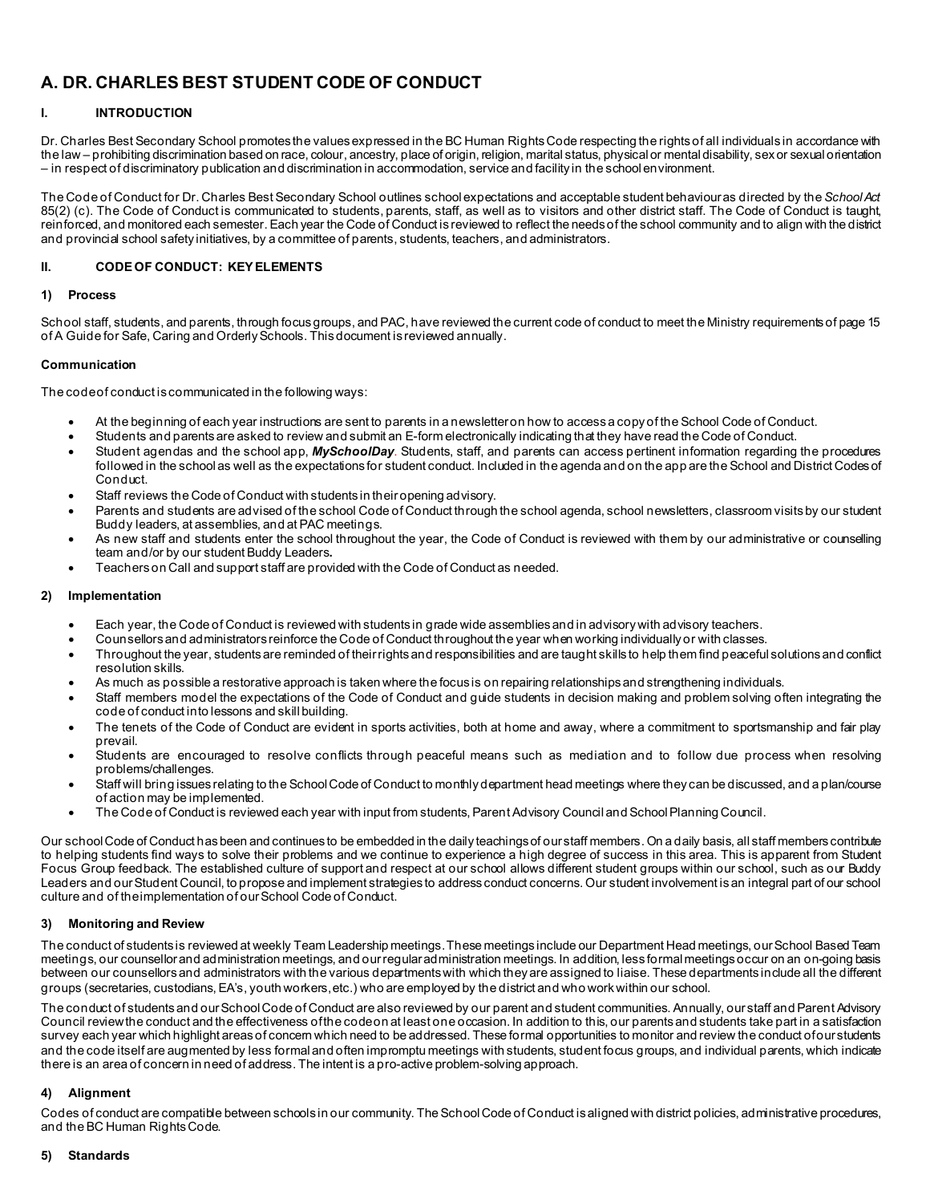# A. DR. CHARLES BEST STUDENT CODE OF CONDUCT

## I. INTRODUCTION

Dr. Charles Best Secondary School promotes the values expressed in the BC Human Rights Code respecting the rights of all individuals in accordance with the law – prohibiting discrimination based on race, colour, ancestry, place of origin, religion, marital status, physical or mental disability, sex or sexual orientation – in respect of discriminatory publication and discrimination in accommodation, service and facility in the school environment.

The Code of Conduct for Dr. Charles Best Secondary School outlines school expectations and acceptable student behaviour as directed by the *School Act* 85(2) (c). The Code of Conduct is communicated to students, parents, staff, as well as to visitors and other district staff. The Code of Conduct is taught, reinforced, and monitored each semester. Each year the Code of Conduct is reviewed to reflect the needs of the school community and to align with the district and provincial school safety initiatives, by a committee of parents, students, teachers, and administrators.

## II. CODE OF CONDUCT: KEY ELEMENTS

### 1) Process

School staff, students, and parents, through focus groups, and PAC, have reviewed the current code of conduct to meet the Ministry requirements of page 15 of A Guide for Safe, Caring and Orderly Schools. This document is reviewed annually.

**Communication**

The code of conduct is communicated in the following ways:

- At the beginning of each year instructions are sent to parents in a newsletter on how to access a copy of the School Code of Conduct.
- Students and parents are asked to review and submit an E-form electronically indicating that they have read the Code of Conduct.
- Student agendas and the school app, ***MySchoolDay***. Students, staff, and parents can access pertinent information regarding the procedures followed in the school as well as the expectations for student conduct. Included in the agenda and on the app are the School and District Codes of Conduct.
- Staff reviews the Code of Conduct with students in their opening advisory.
- Parents and students are advised of the school Code of Conduct through the school agenda, school newsletters, classroom visits by our student Buddy leaders, at assemblies, and at PAC meetings.
- As new staff and students enter the school throughout the year, the Code of Conduct is reviewed with them by our administrative or counselling team and/or by our student Buddy Leaders.
- Teachers on Call and support staff are provided with the Code of Conduct as needed.

### 2) Implementation

- Each year, the Code of Conduct is reviewed with students in grade wide assemblies and in advisory with advisory teachers.
- Counsellors and administrators reinforce the Code of Conduct throughout the year when working individually or with classes.
- Throughout the year, students are reminded of their rights and responsibilities and are taught skills to help them find peaceful solutions and conflict resolution skills.
- As much as possible a restorative approach is taken where the focus is on repairing relationships and strengthening individuals.
- Staff members model the expectations of the Code of Conduct and guide students in decision making and problem solving often integrating the code of conduct into lessons and skill building.
- The tenets of the Code of Conduct are evident in sports activities, both at home and away, where a commitment to sportsmanship and fair play prevail.
- Students are encouraged to resolve conflicts through peaceful means such as mediation and to follow due process when resolving problems/challenges.
- Staff will bring issues relating to the School Code of Conduct to monthly department head meetings where they can be discussed, and a plan/course of action may be implemented.
- The Code of Conduct is reviewed each year with input from students, Parent Advisory Council and School Planning Council.

Our school Code of Conduct has been and continues to be embedded in the daily teachings of our staff members. On a daily basis, all staff members contribute to helping students find ways to solve their problems and we continue to experience a high degree of success in this area. This is apparent from Student Focus Group feedback. The established culture of support and respect at our school allows different student groups within our school, such as our Buddy Leaders and our Student Council, to propose and implement strategies to address conduct concerns. Our student involvement is an integral part of our school culture and of the implementation of our School Code of Conduct.

### 3) Monitoring and Review

The conduct of students is reviewed at weekly Team Leadership meetings. These meetings include our Department Head meetings, our School Based Team meetings, our counsellor and administration meetings, and our regular administration meetings. In addition, less formal meetings occur on an on-going basis between our counsellors and administrators with the various departments with which they are assigned to liaise. These departments include all the different groups (secretaries, custodians, EA's, youth workers, etc.) who are employed by the district and who work within our school.

The conduct of students and our School Code of Conduct are also reviewed by our parent and student communities. Annually, our staff and Parent Advisory Council review the conduct and the effectiveness of the code on at least one occasion. In addition to this, our parents and students take part in a satisfaction survey each year which highlight areas of concern which need to be addressed. These formal opportunities to monitor and review the conduct of our students and the code itself are augmented by less formal and often impromptu meetings with students, student focus groups, and individual parents, which indicate there is an area of concern in need of address. The intent is a pro-active problem-solving approach.

### 4) Alignment

Codes of conduct are compatible between schools in our community. The School Code of Conduct is aligned with district policies, administrative procedures, and the BC Human Rights Code.

### 5) Standards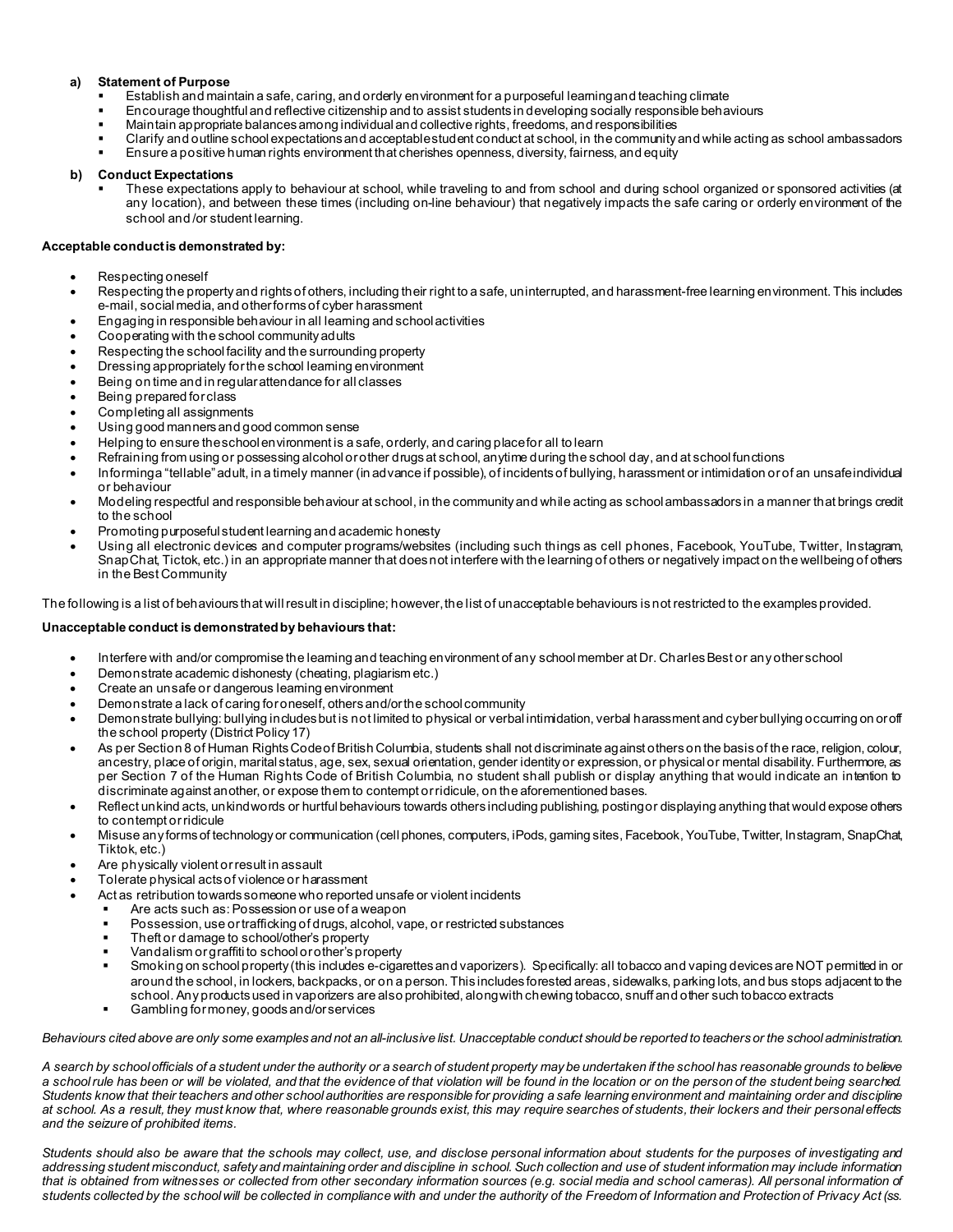**a) Statement of Purpose**

- Establish and maintain a safe, caring, and orderly environment for a purposeful learning and teaching climate
- Encourage thoughtful and reflective citizenship and to assist students in developing socially responsible behaviours
- Maintain appropriate balances among individual and collective rights, freedoms, and responsibilities
- Clarify and outline school expectations and acceptable student conduct at school, in the community and while acting as school ambassadors
- Ensure a positive human rights environment that cherishes openness, diversity, fairness, and equity

**b) Conduct Expectations**

- These expectations apply to behaviour at school, while traveling to and from school and during school organized or sponsored activities (at any location), and between these times (including on-line behaviour) that negatively impacts the safe caring or orderly environment of the school and /or student learning.

**Acceptable conduct is demonstrated by:**

- Respecting oneself
- Respecting the property and rights of others, including their right to a safe, uninterrupted, and harassment-free learning environment. This includes e-mail, social media, and other forms of cyber harassment
- Engaging in responsible behaviour in all learning and school activities
- Cooperating with the school community adults
- Respecting the school facility and the surrounding property
- Dressing appropriately for the school learning environment
- Being on time and in regular attendance for all classes
- Being prepared for class
- Completing all assignments
- Using good manners and good common sense
- Helping to ensure the school environment is a safe, orderly, and caring place for all to learn
- Refraining from using or possessing alcohol or other drugs at school, anytime during the school day, and at school functions
- Informing a "tellable" adult, in a timely manner (in advance if possible), of incidents of bullying, harassment or intimidation or of an unsafe individual or behaviour
- Modeling respectful and responsible behaviour at school, in the community and while acting as school ambassadors in a manner that brings credit to the school
- Promoting purposeful student learning and academic honesty
- Using all electronic devices and computer programs/websites (including such things as cell phones, Facebook, YouTube, Twitter, Instagram, SnapChat, Tictok, etc.) in an appropriate manner that does not interfere with the learning of others or negatively impact on the wellbeing of others in the Best Community

The following is a list of behaviours that will result in discipline; however, the list of unacceptable behaviours is not restricted to the examples provided.

**Unacceptable conduct is demonstrated by behaviours that:**

- Interfere with and/or compromise the learning and teaching environment of any school member at Dr. Charles Best or any other school
- Demonstrate academic dishonesty (cheating, plagiarism etc.)
- Create an unsafe or dangerous learning environment
- Demonstrate a lack of caring for oneself, others and/or the school community
- Demonstrate bullying: bullying includes but is not limited to physical or verbal intimidation, verbal harassment and cyber bullying occurring on or off the school property (District Policy 17)
- As per Section 8 of Human Rights Code of British Columbia, students shall not discriminate against others on the basis of the race, religion, colour, ancestry, place of origin, marital status, age, sex, sexual orientation, gender identity or expression, or physical or mental disability. Furthermore, as per Section 7 of the Human Rights Code of British Columbia, no student shall publish or display anything that would indicate an intention to discriminate against another, or expose them to contempt or ridicule, on the aforementioned bases.
- Reflect unkind acts, unkind words or hurtful behaviours towards others including publishing, posting or displaying anything that would expose others to contempt or ridicule
- Misuse any forms of technology or communication (cell phones, computers, iPods, gaming sites, Facebook, YouTube, Twitter, Instagram, SnapChat, Tiktok, etc.)
- Are physically violent or result in assault
- Tolerate physical acts of violence or harassment
- Act as retribution towards someone who reported unsafe or violent incidents
  - Are acts such as: Possession or use of a weapon
  - Possession, use or trafficking of drugs, alcohol, vape, or restricted substances
  - Theft or damage to school/other's property
  - Vandalism or graffiti to school or other's property
  - Smoking on school property (this includes e-cigarettes and vaporizers). Specifically: all tobacco and vaping devices are NOT permitted in or around the school, in lockers, backpacks, or on a person. This includes forested areas, sidewalks, parking lots, and bus stops adjacent to the school. Any products used in vaporizers are also prohibited, along with chewing tobacco, snuff and other such tobacco extracts
  - Gambling for money, goods and/or services

*Behaviours cited above are only some examples and not an all-inclusive list. Unacceptable conduct should be reported to teachers or the school administration.*

*A search by school officials of a student under the authority or a search of student property may be undertaken if the school has reasonable grounds to believe a school rule has been or will be violated, and that the evidence of that violation will be found in the location or on the person of the student being searched. Students know that their teachers and other school authorities are responsible for providing a safe learning environment and maintaining order and discipline at school. As a result, they must know that, where reasonable grounds exist, this may require searches of students, their lockers and their personal effects and the seizure of prohibited items.*

*Students should also be aware that the schools may collect, use, and disclose personal information about students for the purposes of investigating and addressing student misconduct, safety and maintaining order and discipline in school. Such collection and use of student information may include information that is obtained from witnesses or collected from other secondary information sources (e.g. social media and school cameras). All personal information of students collected by the school will be collected in compliance with and under the authority of the Freedom of Information and Protection of Privacy Act (ss.*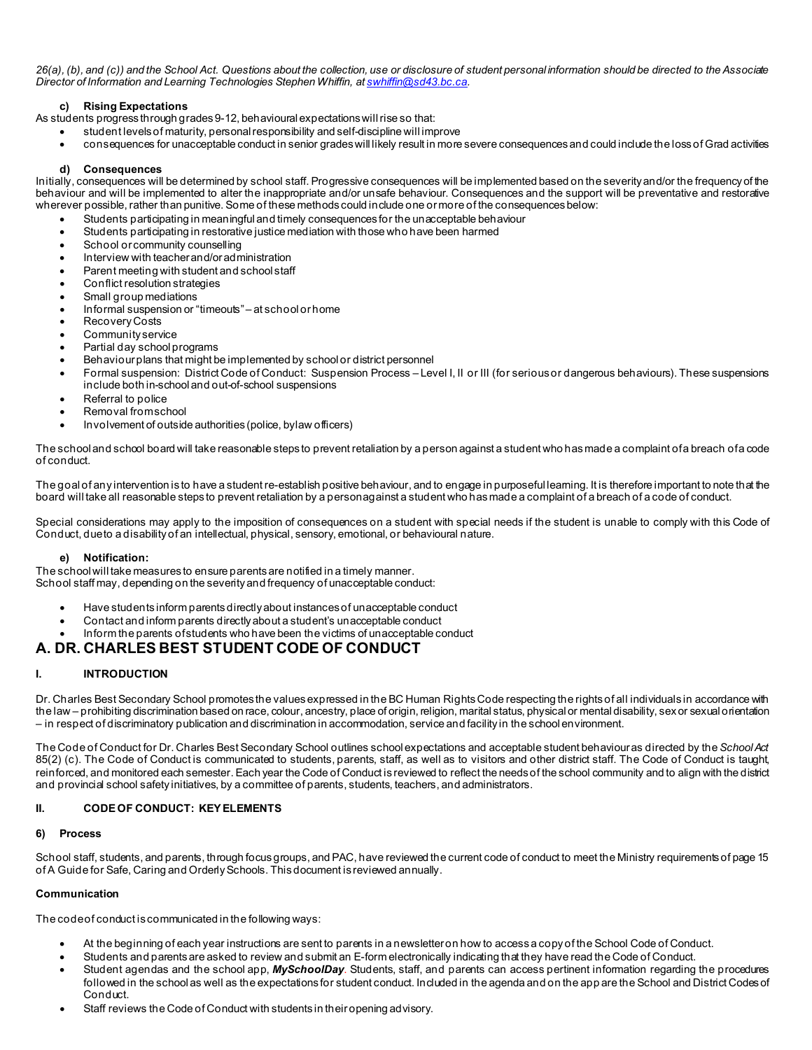*26(a), (b), and (c)) and the School Act. Questions about the collection, use or disclosure of student personal information should be directed to the Associate Director of Information and Learning Technologies Stephen Whiffin, at [swhiffin@sd43.bc.ca](mailto:swhiffin@sd43.bc.ca).*

#### c) Rising Expectations

As students progress through grades 9-12, behavioural expectations will rise so that:

- student levels of maturity, personal responsibility and self-discipline will improve
- consequences for unacceptable conduct in senior grades will likely result in more severe consequences and could include the loss of Grad activities

#### d) Consequences

Initially, consequences will be determined by school staff. Progressive consequences will be implemented based on the severity and/or the frequency of the behaviour and will be implemented to alter the inappropriate and/or unsafe behaviour. Consequences and the support will be preventative and restorative wherever possible, rather than punitive. Some of these methods could include one or more of the consequences below:

- Students participating in meaningful and timely consequences for the unacceptable behaviour
- Students participating in restorative justice mediation with those who have been harmed
- School or community counselling
- Interview with teacher and/or administration
- Parent meeting with student and school staff
- Conflict resolution strategies
- Small group mediations
- Informal suspension or "timeouts" – at school or home
- Recovery Costs
- Community service
- Partial day school programs
- Behaviour plans that might be implemented by school or district personnel
- Formal suspension: District Code of Conduct: Suspension Process – Level I, II or III (for serious or dangerous behaviours). These suspensions include both in-school and out-of-school suspensions
- Referral to police
- Removal from school
- Involvement of outside authorities (police, bylaw officers)

The school and school board will take reasonable steps to prevent retaliation by a person against a student who has made a complaint of a breach of a code of conduct.

The goal of any intervention is to have a student re-establish positive behaviour, and to engage in purposeful learning. It is therefore important to note that the board will take all reasonable steps to prevent retaliation by a person against a student who has made a complaint of a breach of a code of conduct.

Special considerations may apply to the imposition of consequences on a student with special needs if the student is unable to comply with this Code of Conduct, due to a disability of an intellectual, physical, sensory, emotional, or behavioural nature.

#### e) Notification:

The school will take measures to ensure parents are notified in a timely manner.
School staff may, depending on the severity and frequency of unacceptable conduct:

- Have students inform parents directly about instances of unacceptable conduct
- Contact and inform parents directly about a student's unacceptable conduct
- Inform the parents of students who have been the victims of unacceptable conduct

# A. DR. CHARLES BEST STUDENT CODE OF CONDUCT

## I. INTRODUCTION

Dr. Charles Best Secondary School promotes the values expressed in the BC Human Rights Code respecting the rights of all individuals in accordance with the law – prohibiting discrimination based on race, colour, ancestry, place of origin, religion, marital status, physical or mental disability, sex or sexual orientation – in respect of discriminatory publication and discrimination in accommodation, service and facility in the school environment.

The Code of Conduct for Dr. Charles Best Secondary School outlines school expectations and acceptable student behaviour as directed by the *School Act* 85(2) (c). The Code of Conduct is communicated to students, parents, staff, as well as to visitors and other district staff. The Code of Conduct is taught, reinforced, and monitored each semester. Each year the Code of Conduct is reviewed to reflect the needs of the school community and to align with the district and provincial school safety initiatives, by a committee of parents, students, teachers, and administrators.

## II. CODE OF CONDUCT: KEY ELEMENTS

### 6) Process

School staff, students, and parents, through focus groups, and PAC, have reviewed the current code of conduct to meet the Ministry requirements of page 15 of A Guide for Safe, Caring and Orderly Schools. This document is reviewed annually.

**Communication**

The code of conduct is communicated in the following ways:

- At the beginning of each year instructions are sent to parents in a newsletter on how to access a copy of the School Code of Conduct.
- Students and parents are asked to review and submit an E-form electronically indicating that they have read the Code of Conduct.
- Student agendas and the school app, ***MySchoolDay***. Students, staff, and parents can access pertinent information regarding the procedures followed in the school as well as the expectations for student conduct. Included in the agenda and on the app are the School and District Codes of Conduct.
- Staff reviews the Code of Conduct with students in their opening advisory.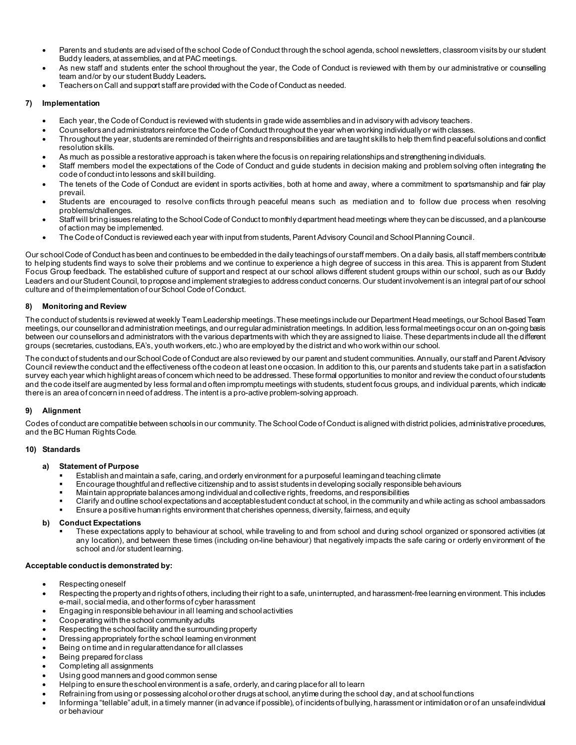- Parents and students are advised of the school Code of Conduct through the school agenda, school newsletters, classroom visits by our student Buddy leaders, at assemblies, and at PAC meetings.
- As new staff and students enter the school throughout the year, the Code of Conduct is reviewed with them by our administrative or counselling team and/or by our student Buddy Leaders**.**
- Teachers on Call and support staff are provided with the Code of Conduct as needed.

## 7) Implementation

- Each year, the Code of Conduct is reviewed with students in grade wide assemblies and in advisory with advisory teachers.
- Counsellors and administrators reinforce the Code of Conduct throughout the year when working individually or with classes.
- Throughout the year, students are reminded of their rights and responsibilities and are taught skills to help them find peaceful solutions and conflict resolution skills.
- As much as possible a restorative approach is taken where the focus is on repairing relationships and strengthening individuals.
- Staff members model the expectations of the Code of Conduct and guide students in decision making and problem solving often integrating the code of conduct into lessons and skill building.
- The tenets of the Code of Conduct are evident in sports activities, both at home and away, where a commitment to sportsmanship and fair play prevail.
- Students are encouraged to resolve conflicts through peaceful means such as mediation and to follow due process when resolving problems/challenges.
- Staff will bring issues relating to the School Code of Conduct to monthly department head meetings where they can be discussed, and a plan/course of action may be implemented.
- The Code of Conduct is reviewed each year with input from students, Parent Advisory Council and School Planning Council.

Our school Code of Conduct has been and continues to be embedded in the daily teachings of our staff members. On a daily basis, all staff members contribute to helping students find ways to solve their problems and we continue to experience a high degree of success in this area. This is apparent from Student Focus Group feedback. The established culture of support and respect at our school allows different student groups within our school, such as our Buddy Leaders and our Student Council, to propose and implement strategies to address conduct concerns. Our student involvement is an integral part of our school culture and of the implementation of our School Code of Conduct.

## 8) Monitoring and Review

The conduct of students is reviewed at weekly Team Leadership meetings. These meetings include our Department Head meetings, our School Based Team meetings, our counsellor and administration meetings, and our regular administration meetings. In addition, less formal meetings occur on an on-going basis between our counsellors and administrators with the various departments with which they are assigned to liaise. These departments include all the different groups (secretaries, custodians, EA's, youth workers, etc.) who are employed by the district and who work within our school.

The conduct of students and our School Code of Conduct are also reviewed by our parent and student communities. Annually, our staff and Parent Advisory Council review the conduct and the effectiveness of the code on at least one occasion. In addition to this, our parents and students take part in a satisfaction survey each year which highlight areas of concern which need to be addressed. These formal opportunities to monitor and review the conduct of our students and the code itself are augmented by less formal and often impromptu meetings with students, student focus groups, and individual parents, which indicate there is an area of concern in need of address. The intent is a pro-active problem-solving approach.

## 9) Alignment

Codes of conduct are compatible between schools in our community. The School Code of Conduct is aligned with district policies, administrative procedures, and the BC Human Rights Code.

## 10) Standards

### a) Statement of Purpose

- Establish and maintain a safe, caring, and orderly environment for a purposeful learning and teaching climate
- Encourage thoughtful and reflective citizenship and to assist students in developing socially responsible behaviours
- Maintain appropriate balances among individual and collective rights, freedoms, and responsibilities
- Clarify and outline school expectations and acceptable student conduct at school, in the community and while acting as school ambassadors
- Ensure a positive human rights environment that cherishes openness, diversity, fairness, and equity

### b) Conduct Expectations

- These expectations apply to behaviour at school, while traveling to and from school and during school organized or sponsored activities (at any location), and between these times (including on-line behaviour) that negatively impacts the safe caring or orderly environment of the school and /or student learning.

**Acceptable conduct is demonstrated by:**

- Respecting oneself
- Respecting the property and rights of others, including their right to a safe, uninterrupted, and harassment-free learning environment. This includes e-mail, social media, and other forms of cyber harassment
- Engaging in responsible behaviour in all learning and school activities
- Cooperating with the school community adults
- Respecting the school facility and the surrounding property
- Dressing appropriately for the school learning environment
- Being on time and in regular attendance for all classes
- Being prepared for class
- Completing all assignments
- Using good manners and good common sense
- Helping to ensure the school environment is a safe, orderly, and caring place for all to learn
- Refraining from using or possessing alcohol or other drugs at school, anytime during the school day, and at school functions
- Informing a "tellable" adult, in a timely manner (in advance if possible), of incidents of bullying, harassment or intimidation or of an unsafe individual or behaviour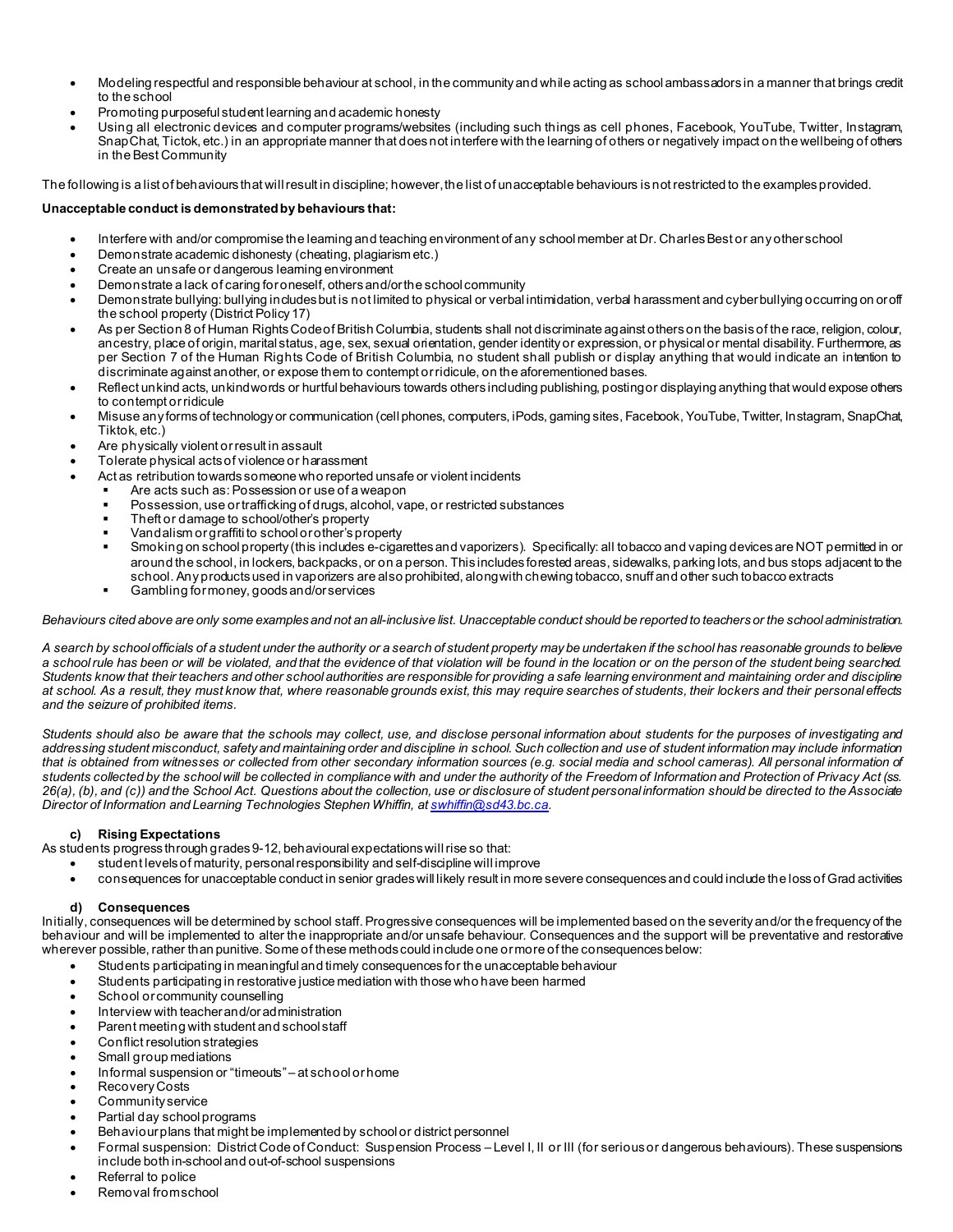- Modeling respectful and responsible behaviour at school, in the community and while acting as school ambassadors in a manner that brings credit to the school
- Promoting purposeful student learning and academic honesty
- Using all electronic devices and computer programs/websites (including such things as cell phones, Facebook, YouTube, Twitter, Instagram, SnapChat, Tictok, etc.) in an appropriate manner that does not interfere with the learning of others or negatively impact on the wellbeing of others in the Best Community

The following is a list of behaviours that will result in discipline; however, the list of unacceptable behaviours is not restricted to the examples provided.

**Unacceptable conduct is demonstrated by behaviours that:**

- Interfere with and/or compromise the learning and teaching environment of any school member at Dr. Charles Best or any other school
- Demonstrate academic dishonesty (cheating, plagiarism etc.)
- Create an unsafe or dangerous learning environment
- Demonstrate a lack of caring for oneself, others and/or the school community
- Demonstrate bullying: bullying includes but is not limited to physical or verbal intimidation, verbal harassment and cyberbullying occurring on or off the school property (District Policy 17)
- As per Section 8 of Human Rights Code of British Columbia, students shall not discriminate against others on the basis of the race, religion, colour, ancestry, place of origin, marital status, age, sex, sexual orientation, gender identity or expression, or physical or mental disability. Furthermore, as per Section 7 of the Human Rights Code of British Columbia, no student shall publish or display anything that would indicate an intention to discriminate against another, or expose them to contempt or ridicule, on the aforementioned bases.
- Reflect unkind acts, unkind words or hurtful behaviours towards others including publishing, posting or displaying anything that would expose others to contempt or ridicule
- Misuse any forms of technology or communication (cell phones, computers, iPods, gaming sites, Facebook, YouTube, Twitter, Instagram, SnapChat, Tiktok, etc.)
- Are physically violent or result in assault
- Tolerate physical acts of violence or harassment
- Act as retribution towards someone who reported unsafe or violent incidents
  - Are acts such as: Possession or use of a weapon
  - Possession, use or trafficking of drugs, alcohol, vape, or restricted substances
  - Theft or damage to school/other's property
  - Vandalism or graffiti to school or other's property
  - Smoking on school property (this includes e-cigarettes and vaporizers). Specifically: all tobacco and vaping devices are NOT permitted in or around the school, in lockers, backpacks, or on a person. This includes forested areas, sidewalks, parking lots, and bus stops adjacent to the school. Any products used in vaporizers are also prohibited, along with chewing tobacco, snuff and other such tobacco extracts
  - Gambling for money, goods and/or services

*Behaviours cited above are only some examples and not an all-inclusive list. Unacceptable conduct should be reported to teachers or the school administration.*

*A search by school officials of a student under the authority or a search of student property may be undertaken if the school has reasonable grounds to believe a school rule has been or will be violated, and that the evidence of that violation will be found in the location or on the person of the student being searched. Students know that their teachers and other school authorities are responsible for providing a safe learning environment and maintaining order and discipline at school. As a result, they must know that, where reasonable grounds exist, this may require searches of students, their lockers and their personal effects and the seizure of prohibited items.*

*Students should also be aware that the schools may collect, use, and disclose personal information about students for the purposes of investigating and addressing student misconduct, safety and maintaining order and discipline in school. Such collection and use of student information may include information that is obtained from witnesses or collected from other secondary information sources (e.g. social media and school cameras). All personal information of students collected by the school will be collected in compliance with and under the authority of the Freedom of Information and Protection of Privacy Act (ss. 26(a), (b), and (c)) and the School Act. Questions about the collection, use or disclosure of student personal information should be directed to the Associate Director of Information and Learning Technologies Stephen Whiffin, at swhiffin@sd43.bc.ca.*

#### c) Rising Expectations

As students progress through grades 9-12, behavioural expectations will rise so that:

- student levels of maturity, personal responsibility and self-discipline will improve
- consequences for unacceptable conduct in senior grades will likely result in more severe consequences and could include the loss of Grad activities

#### d) Consequences

Initially, consequences will be determined by school staff. Progressive consequences will be implemented based on the severity and/or the frequency of the behaviour and will be implemented to alter the inappropriate and/or unsafe behaviour. Consequences and the support will be preventative and restorative wherever possible, rather than punitive. Some of these methods could include one or more of the consequences below:

- Students participating in meaningful and timely consequences for the unacceptable behaviour
- Students participating in restorative justice mediation with those who have been harmed
- School or community counselling
- Interview with teacher and/or administration
- Parent meeting with student and school staff
- Conflict resolution strategies
- Small group mediations
- Informal suspension or "timeouts" – at school or home
- Recovery Costs
- Community service
- Partial day school programs
- Behaviour plans that might be implemented by school or district personnel
- Formal suspension: District Code of Conduct: Suspension Process – Level I, II or III (for serious or dangerous behaviours). These suspensions include both in-school and out-of-school suspensions
- Referral to police
- Removal from school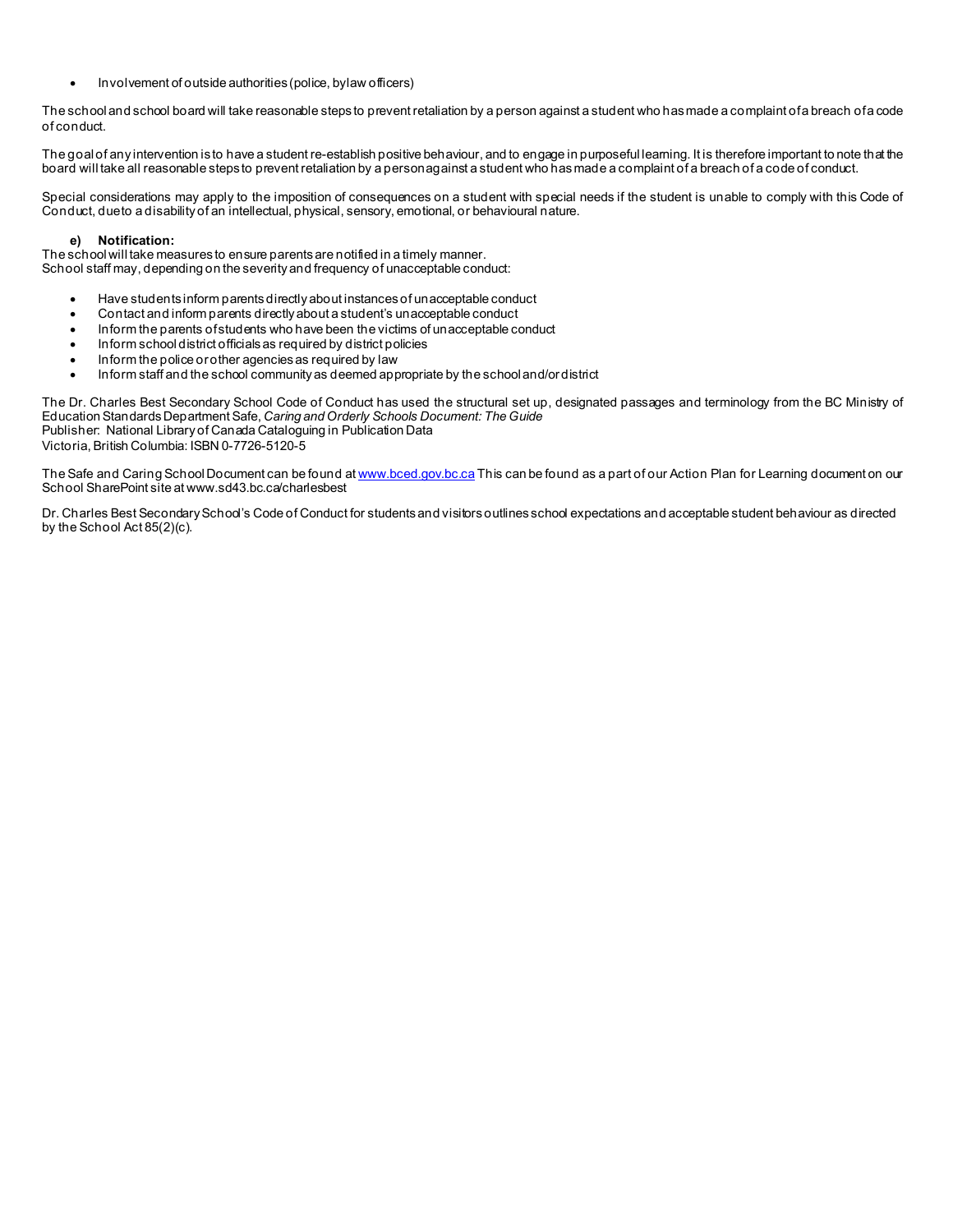- Involvement of outside authorities (police, bylaw officers)

The school and school board will take reasonable steps to prevent retaliation by a person against a student who has made a complaint of a breach of a code of conduct.

The goal of any intervention is to have a student re-establish positive behaviour, and to engage in purposeful learning. It is therefore important to note that the board will take all reasonable steps to prevent retaliation by a person against a student who has made a complaint of a breach of a code of conduct.

Special considerations may apply to the imposition of consequences on a student with special needs if the student is unable to comply with this Code of Conduct, due to a disability of an intellectual, physical, sensory, emotional, or behavioural nature.

**e) Notification:**

The school will take measures to ensure parents are notified in a timely manner.
School staff may, depending on the severity and frequency of unacceptable conduct:

- Have students inform parents directly about instances of unacceptable conduct
- Contact and inform parents directly about a student's unacceptable conduct
- Inform the parents of students who have been the victims of unacceptable conduct
- Inform school district officials as required by district policies
- Inform the police or other agencies as required by law
- Inform staff and the school community as deemed appropriate by the school and/or district

The Dr. Charles Best Secondary School Code of Conduct has used the structural set up, designated passages and terminology from the BC Ministry of Education Standards Department Safe, *Caring and Orderly Schools Document: The Guide*
Publisher: National Library of Canada Cataloguing in Publication Data
Victoria, British Columbia: ISBN 0-7726-5120-5

The Safe and Caring School Document can be found at www.bced.gov.bc.ca This can be found as a part of our Action Plan for Learning document on our School SharePoint site at www.sd43.bc.ca/charlesbest

Dr. Charles Best Secondary School's Code of Conduct for students and visitors outlines school expectations and acceptable student behaviour as directed by the School Act 85(2)(c).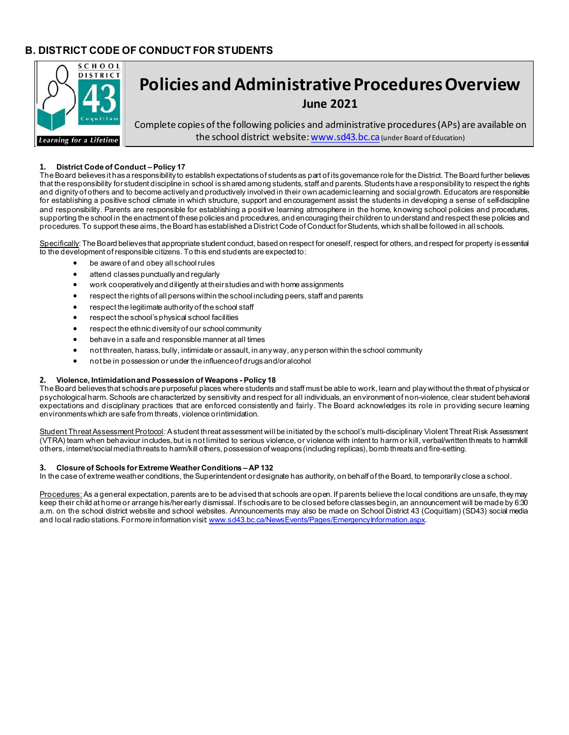## B. DISTRICT CODE OF CONDUCT FOR STUDENTS

SCHOOL DISTRICT 43 Coquitlam

*Learning for a Lifetime*

# Policies and Administrative Procedures Overview

**June 2021**

Complete copies of the following policies and administrative procedures (APs) are available on the school district website: www.sd43.bc.ca (under Board of Education)

### 1. District Code of Conduct – Policy 17

The Board believes it has a responsibility to establish expectations of students as part of its governance role for the District. The Board further believes that the responsibility for student discipline in school is shared among students, staff and parents. Students have a responsibility to respect the rights and dignity of others and to become actively and productively involved in their own academic learning and social growth. Educators are responsible for establishing a positive school climate in which structure, support and encouragement assist the students in developing a sense of self-discipline and responsibility. Parents are responsible for establishing a positive learning atmosphere in the home, knowing school policies and procedures, supporting the school in the enactment of these policies and procedures, and encouraging their children to understand and respect these policies and procedures. To support these aims, the Board has established a District Code of Conduct for Students, which shall be followed in all schools.

Specifically: The Board believes that appropriate student conduct, based on respect for oneself, respect for others, and respect for property is essential to the development of responsible citizens. To this end students are expected to:

- be aware of and obey all school rules
- attend classes punctually and regularly
- work cooperatively and diligently at their studies and with home assignments
- respect the rights of all persons within the school including peers, staff and parents
- respect the legitimate authority of the school staff
- respect the school's physical school facilities
- respect the ethnic diversity of our school community
- behave in a safe and responsible manner at all times
- not threaten, harass, bully, intimidate or assault, in any way, any person within the school community
- not be in possession or under the influence of drugs and/or alcohol

### 2. Violence, Intimidation and Possession of Weapons - Policy 18

The Board believes that schools are purposeful places where students and staff must be able to work, learn and play without the threat of physical or psychological harm. Schools are characterized by sensitivity and respect for all individuals, an environment of non-violence, clear student behavioral expectations and disciplinary practices that are enforced consistently and fairly. The Board acknowledges its role in providing secure learning environments which are safe from threats, violence or intimidation.

Student Threat Assessment Protocol: A student threat assessment will be initiated by the school's multi-disciplinary Violent Threat Risk Assessment (VTRA) team when behaviour includes, but is not limited to serious violence, or violence with intent to harm or kill, verbal/written threats to harm/kill others, internet/social media threats to harm/kill others, possession of weapons (including replicas), bomb threats and fire-setting.

### 3. Closure of Schools for Extreme Weather Conditions – AP 132

In the case of extreme weather conditions, the Superintendent or designate has authority, on behalf of the Board, to temporarily close a school.

Procedures: As a general expectation, parents are to be advised that schools are open. If parents believe the local conditions are unsafe, they may keep their child at home or arrange his/her early dismissal. If schools are to be closed before classes begin, an announcement will be made by 6:30 a.m. on the school district website and school websites. Announcements may also be made on School District 43 (Coquitlam) (SD43) social media and local radio stations. For more information visit www.sd43.bc.ca/NewsEvents/Pages/EmergencyInformation.aspx.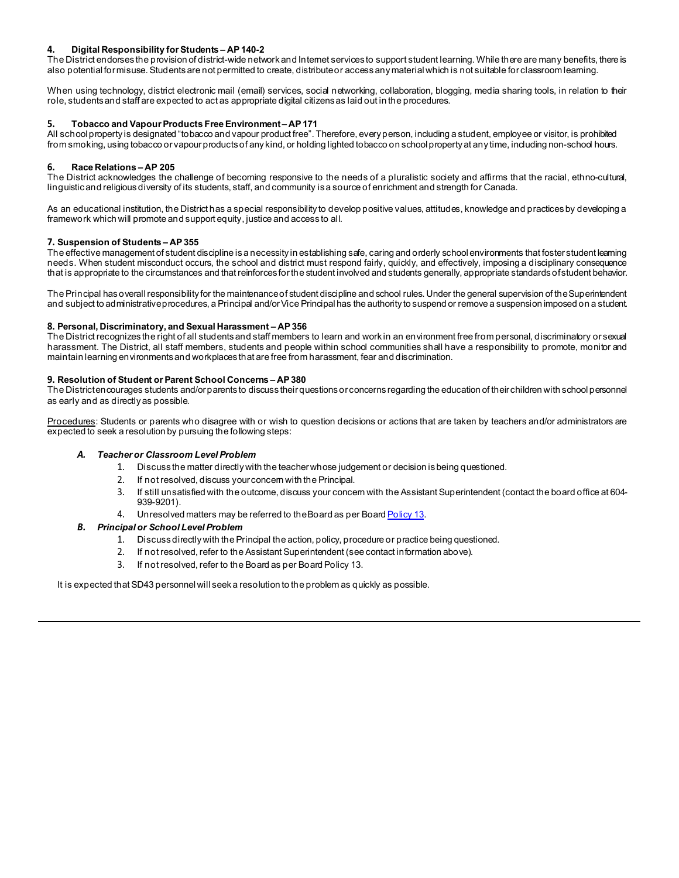### 4. Digital Responsibility for Students – AP 140-2

The District endorses the provision of district-wide network and Internet services to support student learning. While there are many benefits, there is also potential for misuse. Students are not permitted to create, distribute or access any material which is not suitable for classroom learning.

When using technology, district electronic mail (email) services, social networking, collaboration, blogging, media sharing tools, in relation to their role, students and staff are expected to act as appropriate digital citizens as laid out in the procedures.

### 5. Tobacco and Vapour Products Free Environment – AP 171

All school property is designated "tobacco and vapour product free". Therefore, every person, including a student, employee or visitor, is prohibited from smoking, using tobacco or vapour products of any kind, or holding lighted tobacco on school property at any time, including non-school hours.

### 6. Race Relations – AP 205

The District acknowledges the challenge of becoming responsive to the needs of a pluralistic society and affirms that the racial, ethno-cultural, linguistic and religious diversity of its students, staff, and community is a source of enrichment and strength for Canada.

As an educational institution, the District has a special responsibility to develop positive values, attitudes, knowledge and practices by developing a framework which will promote and support equity, justice and access to all.

### 7. Suspension of Students – AP 355

The effective management of student discipline is a necessity in establishing safe, caring and orderly school environments that foster student learning needs. When student misconduct occurs, the school and district must respond fairly, quickly, and effectively, imposing a disciplinary consequence that is appropriate to the circumstances and that reinforces for the student involved and students generally, appropriate standards of student behavior.

The Principal has overall responsibility for the maintenance of student discipline and school rules. Under the general supervision of the Superintendent and subject to administrative procedures, a Principal and/or Vice Principal has the authority to suspend or remove a suspension imposed on a student.

### 8. Personal, Discriminatory, and Sexual Harassment – AP 356

The District recognizes the right of all students and staff members to learn and work in an environment free from personal, discriminatory or sexual harassment. The District, all staff members, students and people within school communities shall have a responsibility to promote, monitor and maintain learning environments and workplaces that are free from harassment, fear and discrimination.

### 9. Resolution of Student or Parent School Concerns – AP 380

The District encourages students and/or parents to discuss their questions or concerns regarding the education of their children with school personnel as early and as directly as possible.

Procedures: Students or parents who disagree with or wish to question decisions or actions that are taken by teachers and/or administrators are expected to seek a resolution by pursuing the following steps:

***A. Teacher or Classroom Level Problem***

1. Discuss the matter directly with the teacher whose judgement or decision is being questioned.
2. If not resolved, discuss your concern with the Principal.
3. If still unsatisfied with the outcome, discuss your concern with the Assistant Superintendent (contact the board office at 604-939-9201).
4. Unresolved matters may be referred to the Board as per Board Policy 13.

***B. Principal or School Level Problem***

1. Discuss directly with the Principal the action, policy, procedure or practice being questioned.
2. If not resolved, refer to the Assistant Superintendent (see contact information above).
3. If not resolved, refer to the Board as per Board Policy 13.

It is expected that SD43 personnel will seek a resolution to the problem as quickly as possible.